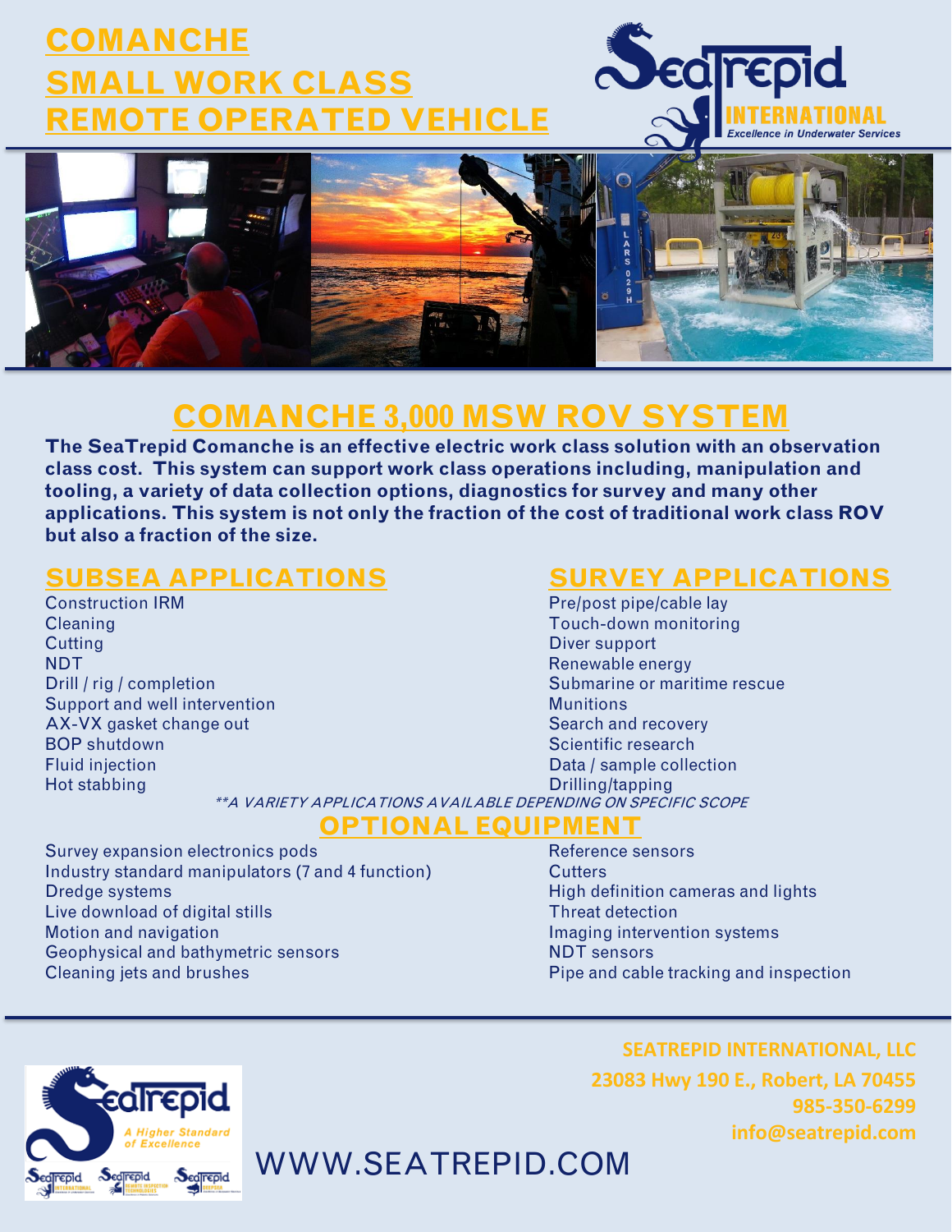# COMANCHE SMALL WORK CLASS REMOTE OPERATED VEHICLE

SeaTrepid INTERNATIONAL
Excellence in Underwater Services

## COMANCHE 3,000 MSW ROV SYSTEM

**The SeaTrepid Comanche is an effective electric work class solution with an observation class cost. This system can support work class operations including, manipulation and tooling, a variety of data collection options, diagnostics for survey and many other applications. This system is not only the fraction of the cost of traditional work class ROV but also a fraction of the size.**

### SUBSEA APPLICATIONS

- Construction IRM
- Cleaning
- Cutting
- NDT
- Drill / rig / completion
- Support and well intervention
- AX-VX gasket change out
- BOP shutdown
- Fluid injection
- Hot stabbing

### SURVEY APPLICATIONS

- Pre/post pipe/cable lay
- Touch-down monitoring
- Diver support
- Renewable energy
- Submarine or maritime rescue
- Munitions
- Search and recovery
- Scientific research
- Data / sample collection
- Drilling/tapping

*\*\*A VARIETY APPLICATIONS AVAILABLE DEPENDING ON SPECIFIC SCOPE*

### OPTIONAL EQUIPMENT

- Survey expansion electronics pods
- Industry standard manipulators (7 and 4 function)
- Dredge systems
- Live download of digital stills
- Motion and navigation
- Geophysical and bathymetric sensors
- Cleaning jets and brushes
- Reference sensors
- Cutters
- High definition cameras and lights
- Threat detection
- Imaging intervention systems
- NDT sensors
- Pipe and cable tracking and inspection

SeaTrepid
A Higher Standard of Excellence

**SEATREPID INTERNATIONAL, LLC**
**23083 Hwy 190 E., Robert, LA 70455**
**985-350-6299**
**info@seatrepid.com**

WWW.SEATREPID.COM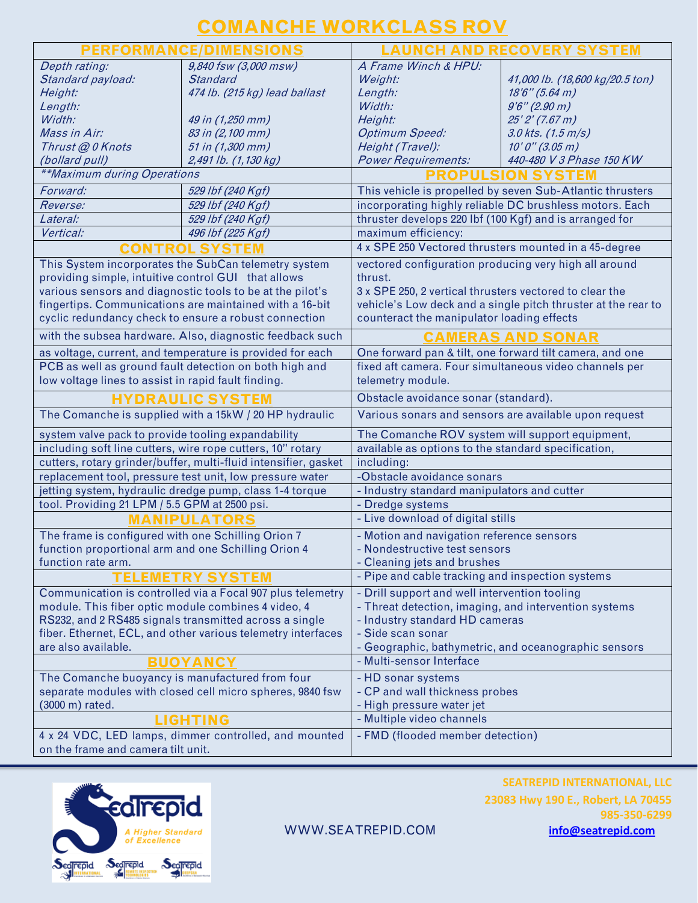# COMANCHE WORKCLASS ROV

## PERFORMANCE/DIMENSIONS

| | |
|---|---|
| *Depth rating:* | *9,840 fsw (3,000 msw)* |
| *Standard payload:* | *Standard* |
| *Height:* | *474 lb. (215 kg) lead ballast* |
| *Length:* | |
| *Width:* | *49 in (1,250 mm)* |
| *Mass in Air:* | *83 in (2,100 mm)* |
| *Thrust @ 0 Knots* | *51 in (1,300 mm)* |
| *(bollard pull)* | *2,491 lb. (1,130 kg)* |
| ***Maximum during Operations* | |
| *Forward:* | *529 lbf (240 Kgf)* |
| *Reverse:* | *529 lbf (240 Kgf)* |
| *Lateral:* | *529 lbf (240 Kgf)* |
| *Vertical:* | *496 lbf (225 Kgf)* |

## CONTROL SYSTEM

This System incorporates the SubCan telemetry system providing simple, intuitive control GUI that allows various sensors and diagnostic tools to be at the pilot's fingertips. Communications are maintained with a 16-bit cyclic redundancy check to ensure a robust connection with the subsea hardware. Also, diagnostic feedback such as voltage, current, and temperature is provided for each PCB as well as ground fault detection on both high and low voltage lines to assist in rapid fault finding.

## HYDRAULIC SYSTEM

The Comanche is supplied with a 15kW / 20 HP hydraulic system valve pack to provide tooling expandability including soft line cutters, wire rope cutters, 10" rotary cutters, rotary grinder/buffer, multi-fluid intensifier, gasket replacement tool, pressure test unit, low pressure water jetting system, hydraulic dredge pump, class 1-4 torque tool. Providing 21 LPM / 5.5 GPM at 2500 psi.

## MANIPULATORS

The frame is configured with one Schilling Orion 7 function proportional arm and one Schilling Orion 4 function rate arm.

## TELEMETRY SYSTEM

Communication is controlled via a Focal 907 plus telemetry module. This fiber optic module combines 4 video, 4 RS232, and 2 RS485 signals transmitted across a single fiber. Ethernet, ECL, and other various telemetry interfaces are also available.

## BUOYANCY

The Comanche buoyancy is manufactured from four separate modules with closed cell micro spheres, 9840 fsw (3000 m) rated.

## LIGHTING

4 x 24 VDC, LED lamps, dimmer controlled, and mounted on the frame and camera tilt unit.

## LAUNCH AND RECOVERY SYSTEM

| | |
|---|---|
| *A Frame Winch & HPU:* | |
| *Weight:* | *41,000 lb. (18,600 kg/20.5 ton)* |
| *Length:* | *18'6" (5.64 m)* |
| *Width:* | *9'6" (2.90 m)* |
| *Height:* | *25' 2' (7.67 m)* |
| *Optimum Speed:* | *3.0 kts. (1.5 m/s)* |
| *Height (Travel):* | *10' 0" (3.05 m)* |
| *Power Requirements:* | *440-480 V 3 Phase 150 KW* |

## PROPULSION SYSTEM

This vehicle is propelled by seven Sub-Atlantic thrusters incorporating highly reliable DC brushless motors. Each thruster develops 220 lbf (100 Kgf) and is arranged for maximum efficiency:

4 x SPE 250 Vectored thrusters mounted in a 45-degree vectored configuration producing very high all around thrust.

3 x SPE 250, 2 vertical thrusters vectored to clear the vehicle's Low deck and a single pitch thruster at the rear to counteract the manipulator loading effects

## CAMERAS AND SONAR

One forward pan & tilt, one forward tilt camera, and one fixed aft camera. Four simultaneous video channels per telemetry module.

Obstacle avoidance sonar (standard).

Various sonars and sensors are available upon request

The Comanche ROV system will support equipment, available as options to the standard specification, including:

- Obstacle avoidance sonars
- Industry standard manipulators and cutter
- Dredge systems
- Live download of digital stills
- Motion and navigation reference sensors
- Nondestructive test sensors
- Cleaning jets and brushes
- Pipe and cable tracking and inspection systems
- Drill support and well intervention tooling
- Threat detection, imaging, and intervention systems
- Industry standard HD cameras
- Side scan sonar
- Geographic, bathymetric, and oceanographic sensors
- Multi-sensor Interface
- HD sonar systems
- CP and wall thickness probes
- High pressure water jet
- Multiple video channels
- FMD (flooded member detection)

SeaTrepid — A Higher Standard of Excellence

WWW.SEATREPID.COM

**SEATREPID INTERNATIONAL, LLC**
**23083 Hwy 190 E., Robert, LA 70455**
**985-350-6299**
**info@seatrepid.com**